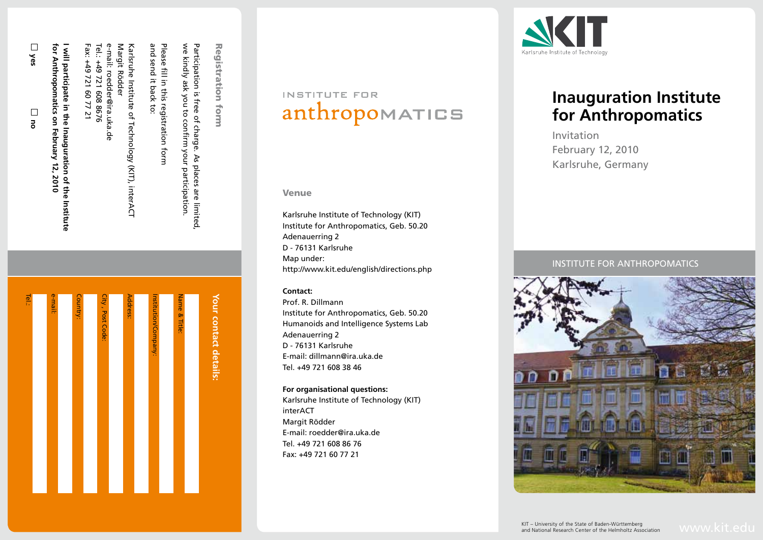# Inauguration Institute for Anthropomatics

Invitation
February 12, 2010
Karlsruhe, Germany

INSTITUTE FOR ANTHROPOMATICS

KIT – University of the State of Baden-Württemberg and National Research Center of the Helmholtz Association

www.kit.edu

INSTITUTE FOR anthropoMATICS

## Venue

Karlsruhe Institute of Technology (KIT)
Institute for Anthropomatics, Geb. 50.20
Adenauerring 2
D - 76131 Karlsruhe
Map under:
http://www.kit.edu/english/directions.php

**Contact:**
Prof. R. Dillmann
Institute for Anthropomatics, Geb. 50.20
Humanoids and Intelligence Systems Lab
Adenauerring 2
D - 76131 Karlsruhe
E-mail: dillmann@ira.uka.de
Tel. +49 721 608 38 46

**For organisational questions:**
Karlsruhe Institute of Technology (KIT)
interACT
Margit Rödder
E-mail: roedder@ira.uka.de
Tel. +49 721 608 86 76
Fax: +49 721 60 77 21

## Registration form

Participation is free of charge. As places are limited, we kindly ask you to confirm your participation.

Please fill in this registration form and send it back to:

Karlsruhe Institute of Technology (KIT), interACT
Margit Rödder
e-mail: roedder@ira.uka.de
Tel.: +49 721 608 8676
Fax: +49 721 60 77 21

**I will participate in the Inauguration of the Institute for Anthropomatics on February 12, 2010**

☐ **yes** ☐ **no**

## Your contact details:

Name & Title:

Institution/Company:

Address:

City , Post Code:

Country:

e-mail:

Tel.: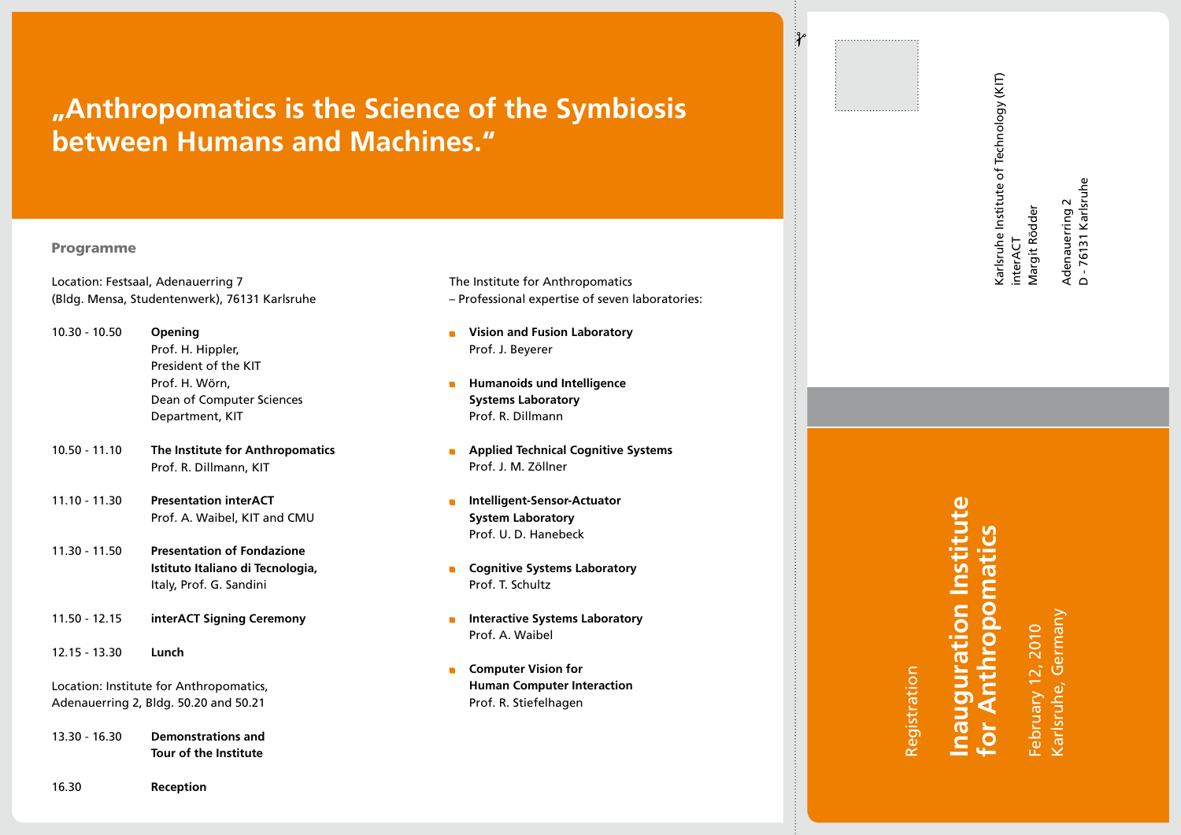# „Anthropomatics is the Science of the Symbiosis between Humans and Machines.“

## Programme

Location: Festsaal, Adenauerring 7
(Bldg. Mensa, Studentenwerk), 76131 Karlsruhe

| | | |
|---|---|---|
| 10.30 - 10.50 | **Opening** | Prof. H. Hippler, President of the KIT<br>Prof. H. Wörn, Dean of Computer Sciences Department, KIT |
| 10.50 - 11.10 | **The Institute for Anthropomatics** | Prof. R. Dillmann, KIT |
| 11.10 - 11.30 | **Presentation interACT** | Prof. A. Waibel, KIT and CMU |
| 11.30 - 11.50 | **Presentation of Fondazione Istituto Italiano di Tecnologia,** | Italy, Prof. G. Sandini |
| 11.50 - 12.15 | **interACT Signing Ceremony** | |
| 12.15 - 13.30 | **Lunch** | |

Location: Institute for Anthropomatics,
Adenauerring 2, Bldg. 50.20 and 50.21

| | |
|---|---|
| 13.30 - 16.30 | **Demonstrations and Tour of the Institute** |
| 16.30 | **Reception** |

The Institute for Anthropomatics
– Professional expertise of seven laboratories:

- **Vision and Fusion Laboratory**
  Prof. J. Beyerer
- **Humanoids und Intelligence Systems Laboratory**
  Prof. R. Dillmann
- **Applied Technical Cognitive Systems**
  Prof. J. M. Zöllner
- **Intelligent-Sensor-Actuator System Laboratory**
  Prof. U. D. Hanebeck
- **Cognitive Systems Laboratory**
  Prof. T. Schultz
- **Interactive Systems Laboratory**
  Prof. A. Waibel
- **Computer Vision for Human Computer Interaction**
  Prof. R. Stiefelhagen

Karlsruhe Institute of Technology (KIT)
interACT
Margit Rödder

Adenauerring 2
D - 76131 Karlsruhe

Registration

**Inauguration Institute for Anthropomatics**

February 12, 2010
Karlsruhe, Germany